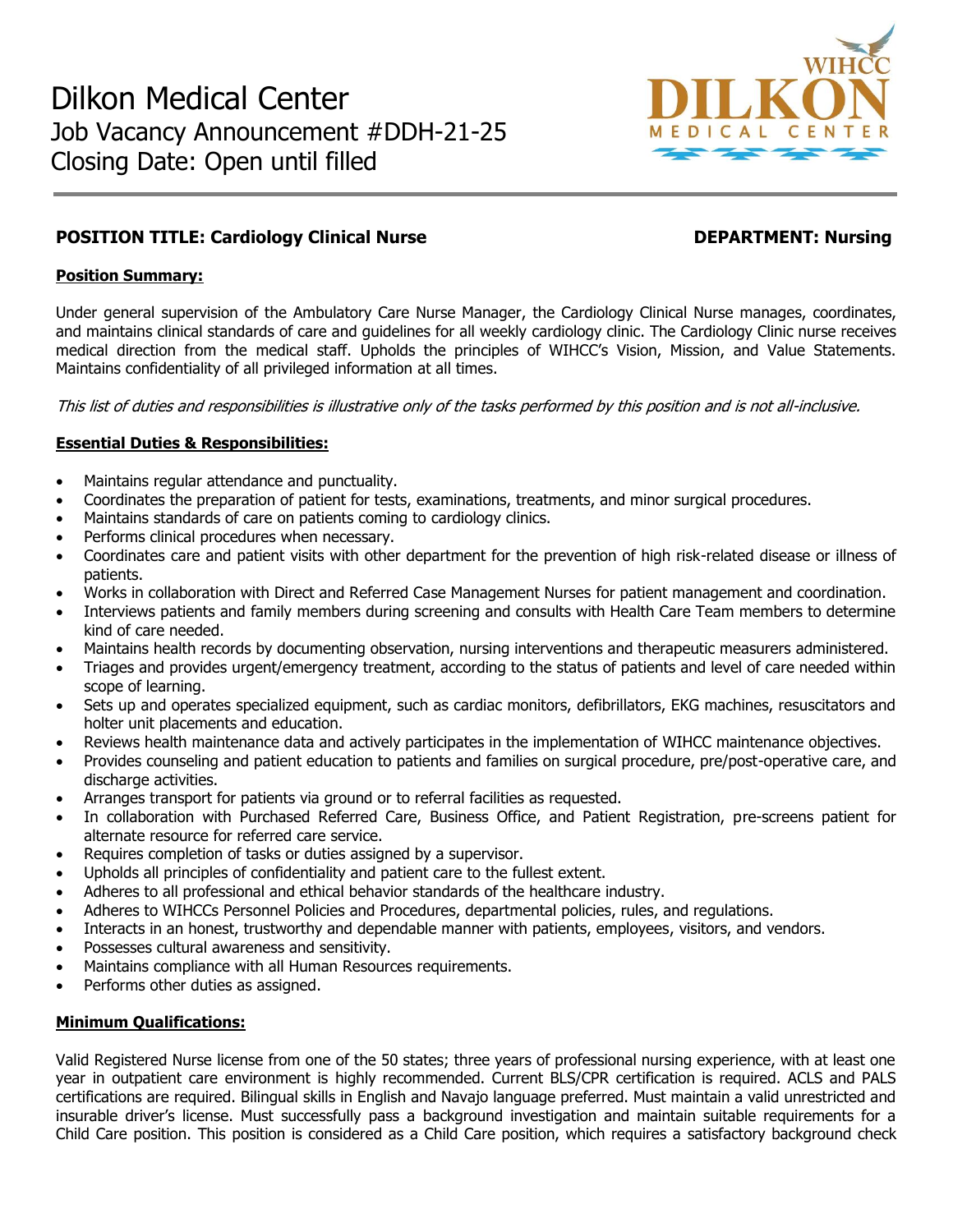# Dilkon Medical Center

Job Vacancy Announcement #DDH-21-25

Closing Date: Open until filled

**POSITION TITLE: Cardiology Clinical Nurse** **DEPARTMENT: Nursing**

**Position Summary:**

Under general supervision of the Ambulatory Care Nurse Manager, the Cardiology Clinical Nurse manages, coordinates, and maintains clinical standards of care and guidelines for all weekly cardiology clinic. The Cardiology Clinic nurse receives medical direction from the medical staff. Upholds the principles of WIHCC's Vision, Mission, and Value Statements. Maintains confidentiality of all privileged information at all times.

*This list of duties and responsibilities is illustrative only of the tasks performed by this position and is not all-inclusive.*

**Essential Duties & Responsibilities:**

- Maintains regular attendance and punctuality.
- Coordinates the preparation of patient for tests, examinations, treatments, and minor surgical procedures.
- Maintains standards of care on patients coming to cardiology clinics.
- Performs clinical procedures when necessary.
- Coordinates care and patient visits with other department for the prevention of high risk-related disease or illness of patients.
- Works in collaboration with Direct and Referred Case Management Nurses for patient management and coordination.
- Interviews patients and family members during screening and consults with Health Care Team members to determine kind of care needed.
- Maintains health records by documenting observation, nursing interventions and therapeutic measurers administered.
- Triages and provides urgent/emergency treatment, according to the status of patients and level of care needed within scope of learning.
- Sets up and operates specialized equipment, such as cardiac monitors, defibrillators, EKG machines, resuscitators and holter unit placements and education.
- Reviews health maintenance data and actively participates in the implementation of WIHCC maintenance objectives.
- Provides counseling and patient education to patients and families on surgical procedure, pre/post-operative care, and discharge activities.
- Arranges transport for patients via ground or to referral facilities as requested.
- In collaboration with Purchased Referred Care, Business Office, and Patient Registration, pre-screens patient for alternate resource for referred care service.
- Requires completion of tasks or duties assigned by a supervisor.
- Upholds all principles of confidentiality and patient care to the fullest extent.
- Adheres to all professional and ethical behavior standards of the healthcare industry.
- Adheres to WIHCCs Personnel Policies and Procedures, departmental policies, rules, and regulations.
- Interacts in an honest, trustworthy and dependable manner with patients, employees, visitors, and vendors.
- Possesses cultural awareness and sensitivity.
- Maintains compliance with all Human Resources requirements.
- Performs other duties as assigned.

**Minimum Qualifications:**

Valid Registered Nurse license from one of the 50 states; three years of professional nursing experience, with at least one year in outpatient care environment is highly recommended. Current BLS/CPR certification is required. ACLS and PALS certifications are required. Bilingual skills in English and Navajo language preferred. Must maintain a valid unrestricted and insurable driver's license. Must successfully pass a background investigation and maintain suitable requirements for a Child Care position. This position is considered as a Child Care position, which requires a satisfactory background check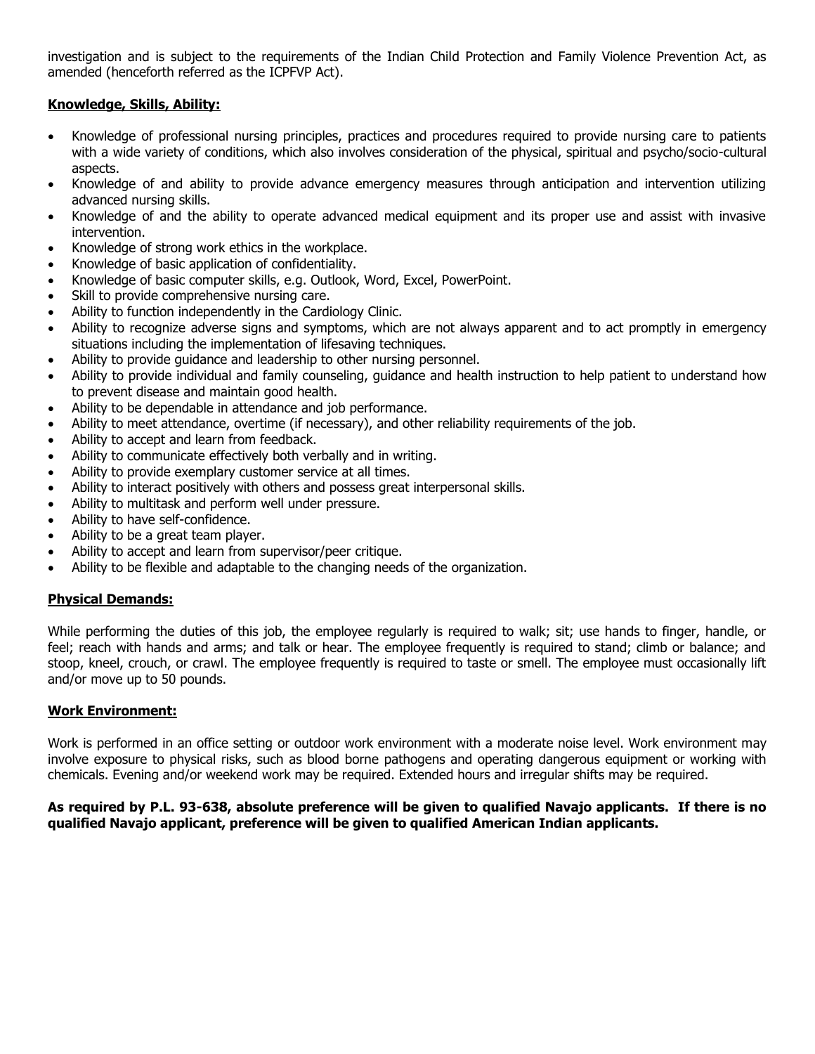investigation and is subject to the requirements of the Indian Child Protection and Family Violence Prevention Act, as amended (henceforth referred as the ICPFVP Act).

**Knowledge, Skills, Ability:**

- Knowledge of professional nursing principles, practices and procedures required to provide nursing care to patients with a wide variety of conditions, which also involves consideration of the physical, spiritual and psycho/socio-cultural aspects.
- Knowledge of and ability to provide advance emergency measures through anticipation and intervention utilizing advanced nursing skills.
- Knowledge of and the ability to operate advanced medical equipment and its proper use and assist with invasive intervention.
- Knowledge of strong work ethics in the workplace.
- Knowledge of basic application of confidentiality.
- Knowledge of basic computer skills, e.g. Outlook, Word, Excel, PowerPoint.
- Skill to provide comprehensive nursing care.
- Ability to function independently in the Cardiology Clinic.
- Ability to recognize adverse signs and symptoms, which are not always apparent and to act promptly in emergency situations including the implementation of lifesaving techniques.
- Ability to provide guidance and leadership to other nursing personnel.
- Ability to provide individual and family counseling, guidance and health instruction to help patient to understand how to prevent disease and maintain good health.
- Ability to be dependable in attendance and job performance.
- Ability to meet attendance, overtime (if necessary), and other reliability requirements of the job.
- Ability to accept and learn from feedback.
- Ability to communicate effectively both verbally and in writing.
- Ability to provide exemplary customer service at all times.
- Ability to interact positively with others and possess great interpersonal skills.
- Ability to multitask and perform well under pressure.
- Ability to have self-confidence.
- Ability to be a great team player.
- Ability to accept and learn from supervisor/peer critique.
- Ability to be flexible and adaptable to the changing needs of the organization.

**Physical Demands:**

While performing the duties of this job, the employee regularly is required to walk; sit; use hands to finger, handle, or feel; reach with hands and arms; and talk or hear. The employee frequently is required to stand; climb or balance; and stoop, kneel, crouch, or crawl. The employee frequently is required to taste or smell. The employee must occasionally lift and/or move up to 50 pounds.

**Work Environment:**

Work is performed in an office setting or outdoor work environment with a moderate noise level. Work environment may involve exposure to physical risks, such as blood borne pathogens and operating dangerous equipment or working with chemicals. Evening and/or weekend work may be required. Extended hours and irregular shifts may be required.

**As required by P.L. 93-638, absolute preference will be given to qualified Navajo applicants. If there is no qualified Navajo applicant, preference will be given to qualified American Indian applicants.**